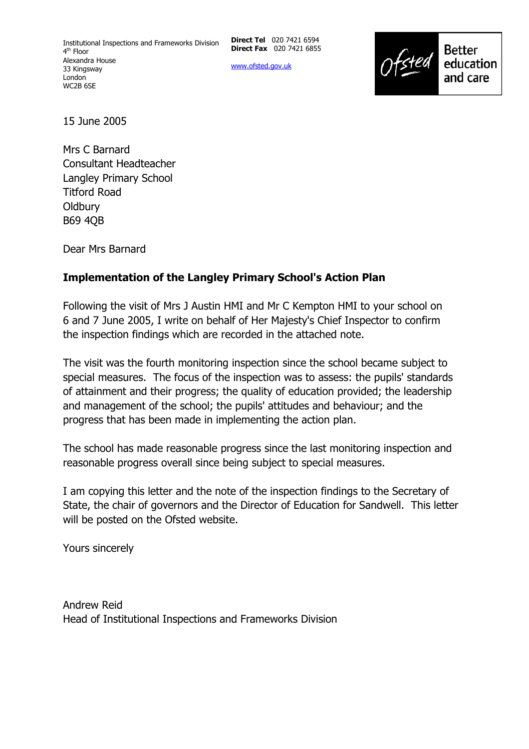Institutional Inspections and Frameworks Division
4th Floor
Alexandra House
33 Kingsway
London
WC2B 6SE

**Direct Tel** 020 7421 6594
**Direct Fax** 020 7421 6855

www.ofsted.gov.uk

Ofsted Better education and care

15 June 2005

Mrs C Barnard
Consultant Headteacher
Langley Primary School
Titford Road
Oldbury
B69 4QB

Dear Mrs Barnard

**Implementation of the Langley Primary School's Action Plan**

Following the visit of Mrs J Austin HMI and Mr C Kempton HMI to your school on 6 and 7 June 2005, I write on behalf of Her Majesty's Chief Inspector to confirm the inspection findings which are recorded in the attached note.

The visit was the fourth monitoring inspection since the school became subject to special measures. The focus of the inspection was to assess: the pupils' standards of attainment and their progress; the quality of education provided; the leadership and management of the school; the pupils' attitudes and behaviour; and the progress that has been made in implementing the action plan.

The school has made reasonable progress since the last monitoring inspection and reasonable progress overall since being subject to special measures.

I am copying this letter and the note of the inspection findings to the Secretary of State, the chair of governors and the Director of Education for Sandwell. This letter will be posted on the Ofsted website.

Yours sincerely

Andrew Reid
Head of Institutional Inspections and Frameworks Division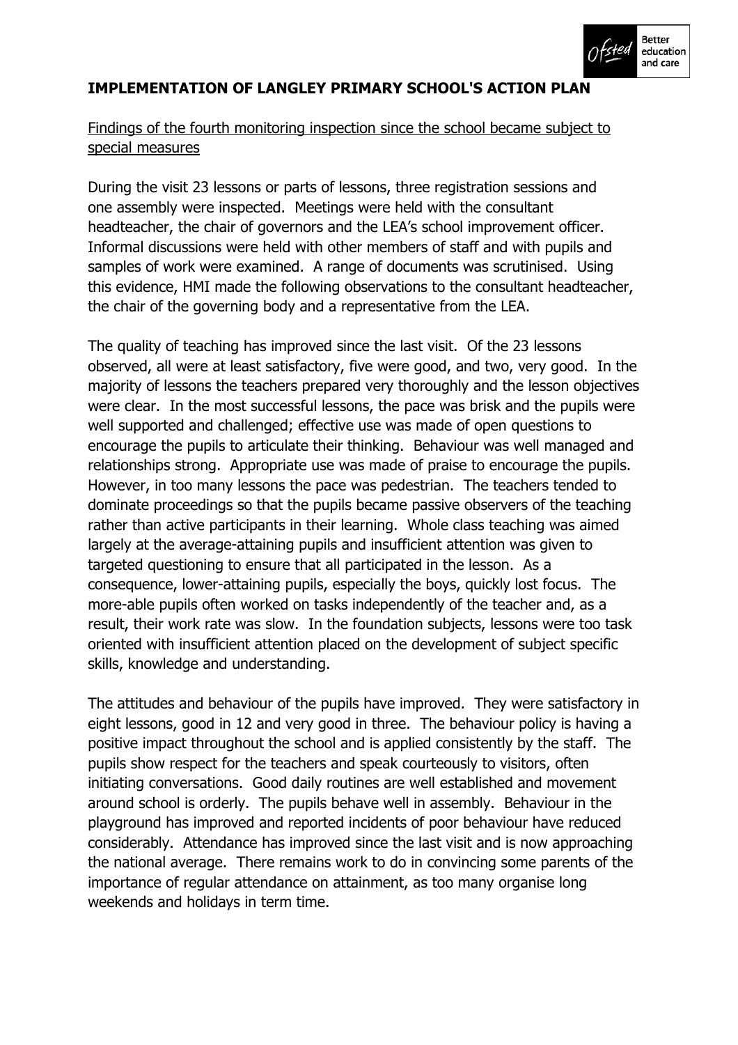**IMPLEMENTATION OF LANGLEY PRIMARY SCHOOL'S ACTION PLAN**

Findings of the fourth monitoring inspection since the school became subject to special measures

During the visit 23 lessons or parts of lessons, three registration sessions and one assembly were inspected. Meetings were held with the consultant headteacher, the chair of governors and the LEA's school improvement officer. Informal discussions were held with other members of staff and with pupils and samples of work were examined. A range of documents was scrutinised. Using this evidence, HMI made the following observations to the consultant headteacher, the chair of the governing body and a representative from the LEA.

The quality of teaching has improved since the last visit. Of the 23 lessons observed, all were at least satisfactory, five were good, and two, very good. In the majority of lessons the teachers prepared very thoroughly and the lesson objectives were clear. In the most successful lessons, the pace was brisk and the pupils were well supported and challenged; effective use was made of open questions to encourage the pupils to articulate their thinking. Behaviour was well managed and relationships strong. Appropriate use was made of praise to encourage the pupils. However, in too many lessons the pace was pedestrian. The teachers tended to dominate proceedings so that the pupils became passive observers of the teaching rather than active participants in their learning. Whole class teaching was aimed largely at the average-attaining pupils and insufficient attention was given to targeted questioning to ensure that all participated in the lesson. As a consequence, lower-attaining pupils, especially the boys, quickly lost focus. The more-able pupils often worked on tasks independently of the teacher and, as a result, their work rate was slow. In the foundation subjects, lessons were too task oriented with insufficient attention placed on the development of subject specific skills, knowledge and understanding.

The attitudes and behaviour of the pupils have improved. They were satisfactory in eight lessons, good in 12 and very good in three. The behaviour policy is having a positive impact throughout the school and is applied consistently by the staff. The pupils show respect for the teachers and speak courteously to visitors, often initiating conversations. Good daily routines are well established and movement around school is orderly. The pupils behave well in assembly. Behaviour in the playground has improved and reported incidents of poor behaviour have reduced considerably. Attendance has improved since the last visit and is now approaching the national average. There remains work to do in convincing some parents of the importance of regular attendance on attainment, as too many organise long weekends and holidays in term time.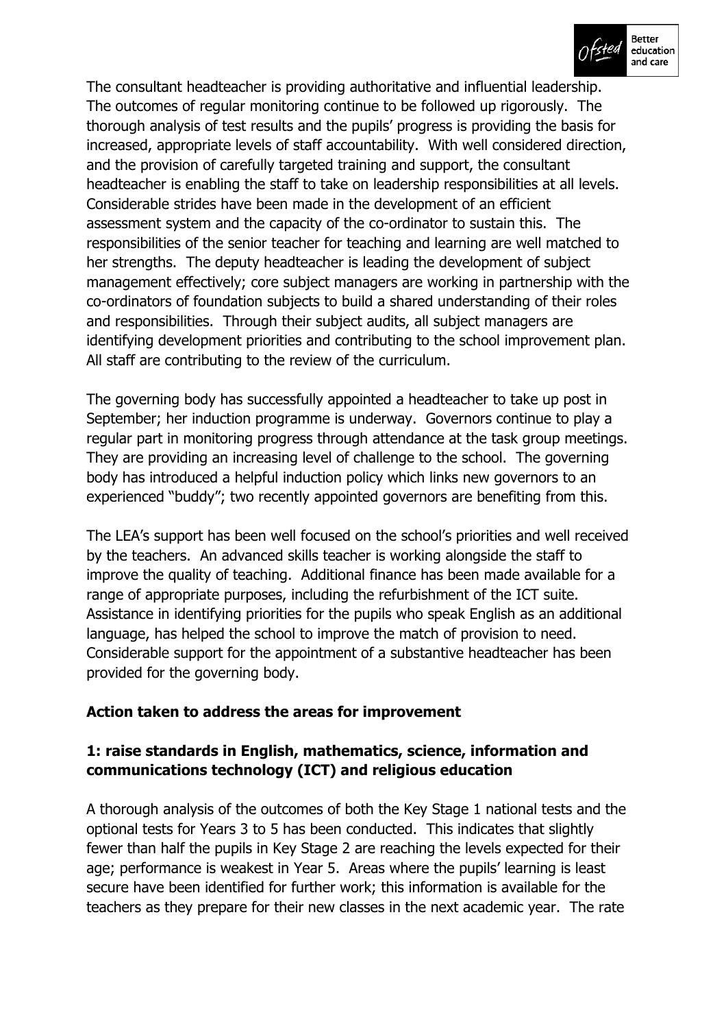The consultant headteacher is providing authoritative and influential leadership. The outcomes of regular monitoring continue to be followed up rigorously. The thorough analysis of test results and the pupils' progress is providing the basis for increased, appropriate levels of staff accountability. With well considered direction, and the provision of carefully targeted training and support, the consultant headteacher is enabling the staff to take on leadership responsibilities at all levels. Considerable strides have been made in the development of an efficient assessment system and the capacity of the co-ordinator to sustain this. The responsibilities of the senior teacher for teaching and learning are well matched to her strengths. The deputy headteacher is leading the development of subject management effectively; core subject managers are working in partnership with the co-ordinators of foundation subjects to build a shared understanding of their roles and responsibilities. Through their subject audits, all subject managers are identifying development priorities and contributing to the school improvement plan. All staff are contributing to the review of the curriculum.

The governing body has successfully appointed a headteacher to take up post in September; her induction programme is underway. Governors continue to play a regular part in monitoring progress through attendance at the task group meetings. They are providing an increasing level of challenge to the school. The governing body has introduced a helpful induction policy which links new governors to an experienced "buddy"; two recently appointed governors are benefiting from this.

The LEA's support has been well focused on the school's priorities and well received by the teachers. An advanced skills teacher is working alongside the staff to improve the quality of teaching. Additional finance has been made available for a range of appropriate purposes, including the refurbishment of the ICT suite. Assistance in identifying priorities for the pupils who speak English as an additional language, has helped the school to improve the match of provision to need. Considerable support for the appointment of a substantive headteacher has been provided for the governing body.

**Action taken to address the areas for improvement**

**1: raise standards in English, mathematics, science, information and communications technology (ICT) and religious education**

A thorough analysis of the outcomes of both the Key Stage 1 national tests and the optional tests for Years 3 to 5 has been conducted. This indicates that slightly fewer than half the pupils in Key Stage 2 are reaching the levels expected for their age; performance is weakest in Year 5. Areas where the pupils' learning is least secure have been identified for further work; this information is available for the teachers as they prepare for their new classes in the next academic year. The rate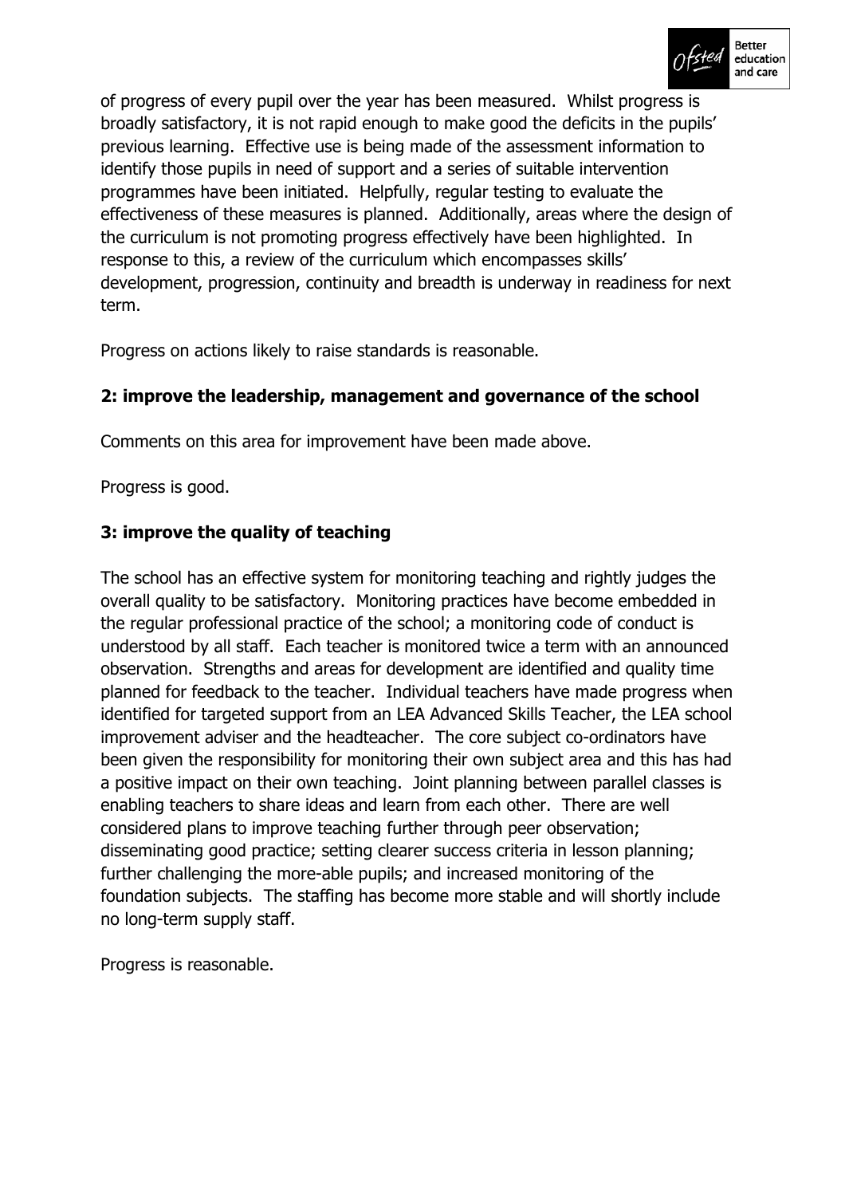of progress of every pupil over the year has been measured. Whilst progress is broadly satisfactory, it is not rapid enough to make good the deficits in the pupils' previous learning. Effective use is being made of the assessment information to identify those pupils in need of support and a series of suitable intervention programmes have been initiated. Helpfully, regular testing to evaluate the effectiveness of these measures is planned. Additionally, areas where the design of the curriculum is not promoting progress effectively have been highlighted. In response to this, a review of the curriculum which encompasses skills' development, progression, continuity and breadth is underway in readiness for next term.

Progress on actions likely to raise standards is reasonable.

### 2: improve the leadership, management and governance of the school

Comments on this area for improvement have been made above.

Progress is good.

### 3: improve the quality of teaching

The school has an effective system for monitoring teaching and rightly judges the overall quality to be satisfactory. Monitoring practices have become embedded in the regular professional practice of the school; a monitoring code of conduct is understood by all staff. Each teacher is monitored twice a term with an announced observation. Strengths and areas for development are identified and quality time planned for feedback to the teacher. Individual teachers have made progress when identified for targeted support from an LEA Advanced Skills Teacher, the LEA school improvement adviser and the headteacher. The core subject co-ordinators have been given the responsibility for monitoring their own subject area and this has had a positive impact on their own teaching. Joint planning between parallel classes is enabling teachers to share ideas and learn from each other. There are well considered plans to improve teaching further through peer observation; disseminating good practice; setting clearer success criteria in lesson planning; further challenging the more-able pupils; and increased monitoring of the foundation subjects. The staffing has become more stable and will shortly include no long-term supply staff.

Progress is reasonable.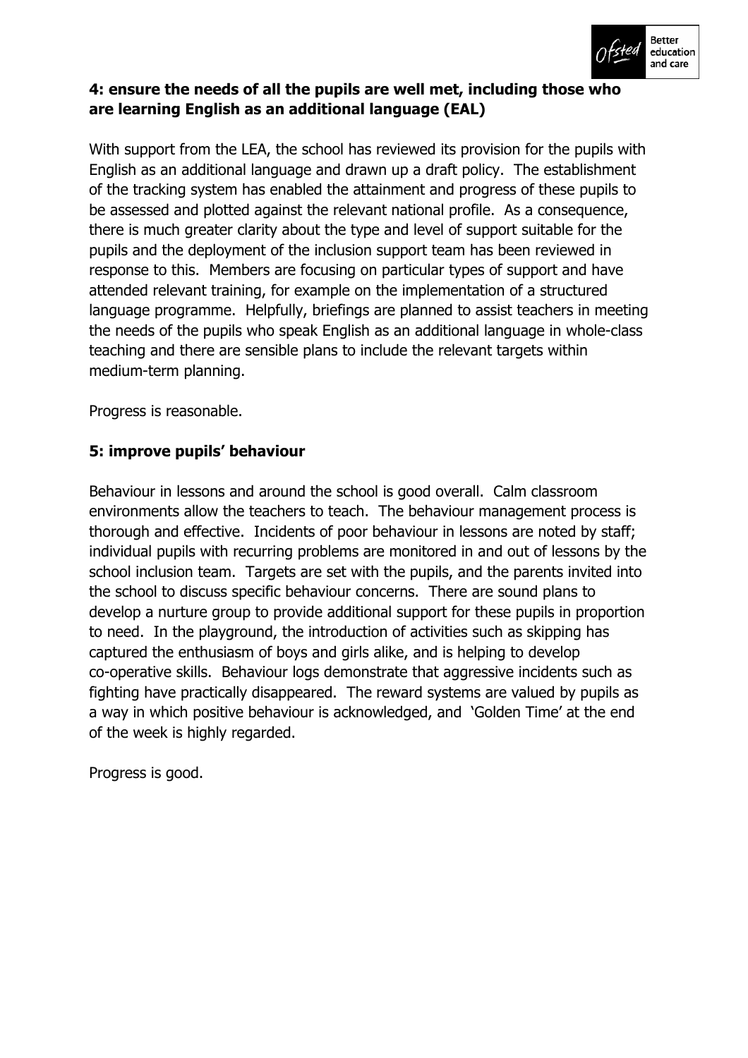**4: ensure the needs of all the pupils are well met, including those who are learning English as an additional language (EAL)**

With support from the LEA, the school has reviewed its provision for the pupils with English as an additional language and drawn up a draft policy. The establishment of the tracking system has enabled the attainment and progress of these pupils to be assessed and plotted against the relevant national profile. As a consequence, there is much greater clarity about the type and level of support suitable for the pupils and the deployment of the inclusion support team has been reviewed in response to this. Members are focusing on particular types of support and have attended relevant training, for example on the implementation of a structured language programme. Helpfully, briefings are planned to assist teachers in meeting the needs of the pupils who speak English as an additional language in whole-class teaching and there are sensible plans to include the relevant targets within medium-term planning.

Progress is reasonable.

**5: improve pupils' behaviour**

Behaviour in lessons and around the school is good overall. Calm classroom environments allow the teachers to teach. The behaviour management process is thorough and effective. Incidents of poor behaviour in lessons are noted by staff; individual pupils with recurring problems are monitored in and out of lessons by the school inclusion team. Targets are set with the pupils, and the parents invited into the school to discuss specific behaviour concerns. There are sound plans to develop a nurture group to provide additional support for these pupils in proportion to need. In the playground, the introduction of activities such as skipping has captured the enthusiasm of boys and girls alike, and is helping to develop co-operative skills. Behaviour logs demonstrate that aggressive incidents such as fighting have practically disappeared. The reward systems are valued by pupils as a way in which positive behaviour is acknowledged, and 'Golden Time' at the end of the week is highly regarded.

Progress is good.